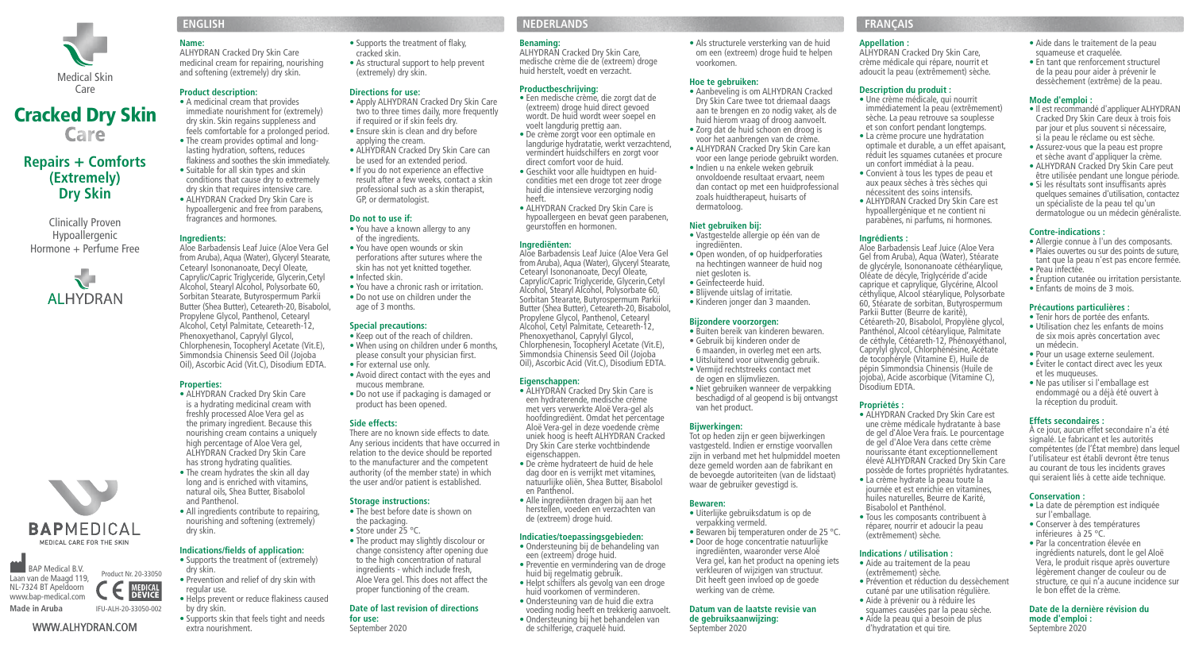Medical Skin Care

# Cracked Dry Skin Care

## Repairs + Comforts (Extremely) Dry Skin

Clinically Proven
Hypoallergenic
Hormone + Perfume Free

ALHYDRAN

BAPMEDICAL
MEDICAL CARE FOR THE SKIN

BAP Medical B.V.
Laan van de Maagd 119,
NL-7324 BT Apeldoorn
www.bap-medical.com
**Made in Aruba**

Product Nr. 20-33050
MEDICAL DEVICE
IFU-ALH-20-33050-002

WWW.ALHYDRAN.COM

## ENGLISH

**Name:**
ALHYDRAN Cracked Dry Skin Care medicinal cream for repairing, nourishing and softening (extremely) dry skin.

**Product description:**
- A medicinal cream that provides immediate nourishment for (extremely) dry skin. Skin regains suppleness and feels comfortable for a prolonged period.
- The cream provides optimal and long-lasting hydration, softens, reduces flakiness and soothes the skin immediately.
- Suitable for all skin types and skin conditions that cause dry to extremely dry skin that requires intensive care.
- ALHYDRAN Cracked Dry Skin Care is hypoallergenic and free from parabens, fragrances and hormones.

**Ingredients:**
Aloe Barbadensis Leaf Juice (Aloe Vera Gel from Aruba), Aqua (Water), Glyceryl Stearate, Cetearyl Isononanoate, Decyl Oleate, Caprylic/Capric Triglyceride, Glycerin, Cetyl Alcohol, Stearyl Alcohol, Polysorbate 60, Sorbitan Stearate, Butyrospermum Parkii Butter (Shea Butter), Ceteareth-20, Bisabolol, Propylene Glycol, Panthenol, Cetearyl Alcohol, Cetyl Palmitate, Ceteareth-12, Phenoxyethanol, Caprylyl Glycol, Chlorphenesin, Tocopheryl Acetate (Vit.E), Simmondsia Chinensis Seed Oil (Jojoba Oil), Ascorbic Acid (Vit.C), Disodium EDTA.

**Properties:**
- ALHYDRAN Cracked Dry Skin Care is a hydrating medicinal cream with freshly processed Aloe Vera gel as the primary ingredient. Because this nourishing cream contains a uniquely high percentage of Aloe Vera gel, ALHYDRAN Cracked Dry Skin Care has strong hydrating qualities.
- The cream hydrates the skin all day long and is enriched with vitamins, natural oils, Shea Butter, Bisabolol and Panthenol.
- All ingredients contribute to repairing, nourishing and softening (extremely) dry skin.

**Indications/fields of application:**
- Supports the treatment of (extremely) dry skin.
- Prevention and relief of dry skin with regular use.
- Helps prevent or reduce flakiness caused by dry skin.
- Supports skin that feels tight and needs extra nourishment.
- Supports the treatment of flaky, cracked skin.
- As structural support to help prevent (extremely) dry skin.

**Directions for use:**
- Apply ALHYDRAN Cracked Dry Skin Care two to three times daily, more frequently if required or if skin feels dry.
- Ensure skin is clean and dry before applying the cream.
- ALHYDRAN Cracked Dry Skin Care can be used for an extended period.
- If you do not experience an effective result after a few weeks, contact a skin professional such as a skin therapist, GP, or dermatologist.

**Do not to use if:**
- You have a known allergy to any of the ingredients.
- You have open wounds or skin perforations after sutures where the skin has not yet knitted together.
- Infected skin.
- You have a chronic rash or irritation.
- Do not use on children under the age of 3 months.

**Special precautions:**
- Keep out of the reach of children.
- When using on children under 6 months, please consult your physician first.
- For external use only.
- Avoid direct contact with the eyes and mucous membrane.
- Do not use if packaging is damaged or product has been opened.

**Side effects:**
There are no known side effects to date. Any serious incidents that have occurred in relation to the device should be reported to the manufacturer and the competent authority (of the member state) in which the user and/or patient is established.

**Storage instructions:**
- The best before date is shown on the packaging.
- Store under 25 °C.
- The product may slightly discolour or change consistency after opening due to the high concentration of natural ingredients - which include fresh, Aloe Vera gel. This does not affect the proper functioning of the cream.

**Date of last revision of directions for use:**
September 2020

## NEDERLANDS

**Benaming:**
ALHYDRAN Cracked Dry Skin Care, medische crème die de (extreem) droge huid herstelt, voedt en verzacht.

**Productbeschrijving:**
- Een medische crème, die zorgt dat de (extreem) droge huid direct gevoed wordt. De huid wordt weer soepel en voelt langdurig prettig aan.
- De crème zorgt voor een optimale en langdurige hydratatie, werkt verzachtend, vermindert huidschilfers en zorgt voor direct comfort voor de huid.
- Geschikt voor alle huidtypen en huid-condities met een droge tot zeer droge huid die intensieve verzorging nodig heeft.
- ALHYDRAN Cracked Dry Skin Care is hypoallergeen en bevat geen parabenen, geurstoffen en hormonen.

**Ingrediënten:**
Aloe Barbadensis Leaf Juice (Aloe Vera Gel from Aruba), Aqua (Water), Glyceryl Stearate, Cetearyl Isononanoate, Decyl Oleate, Caprylic/Capric Triglyceride, Glycerin, Cetyl Alcohol, Stearyl Alcohol, Polysorbate 60, Sorbitan Stearate, Butyrospermum Parkii Butter (Shea Butter), Ceteareth-20, Bisabolol, Propylene Glycol, Panthenol, Cetearyl Alcohol, Cetyl Palmitate, Ceteareth-12, Phenoxyethanol, Caprylyl Glycol, Chlorphenesin, Tocopheryl Acetate (Vit.E), Simmondsia Chinensis Seed Oil (Jojoba Oil), Ascorbic Acid (Vit.C), Disodium EDTA.

**Eigenschappen:**
- ALHYDRAN Cracked Dry Skin Care is een hydraterende, medische crème met vers verwerkte Aloë Vera-gel als hoofdingrediënt. Omdat het percentage Aloë Vera-gel in deze voedende crème uniek hoog is heeft ALHYDRAN Cracked Dry Skin Care sterke vochtbindende eigenschappen.
- De crème hydrateert de huid de hele dag door en is verrijkt met vitamines, natuurlijke oliën, Shea Butter, Bisabolol en Panthenol.
- Alle ingrediënten dragen bij aan het herstellen, voeden en verzachten van de (extreem) droge huid.

**Indicaties/toepassingsgebieden:**
- Ondersteuning bij de behandeling van een (extreem) droge huid.
- Preventie en vermindering van de droge huid bij regelmatig gebruik.
- Helpt schilfers als gevolg van een droge huid voorkomen of verminderen.
- Ondersteuning van de huid die extra voeding nodig heeft en trekkerig aanvoelt.
- Ondersteuning bij het behandelen van de schilferige, craquelé huid.
- Als structurele versterking van de huid om een (extreem) droge huid te helpen voorkomen.

**Hoe te gebruiken:**
- Aanbeveling is om ALHYDRAN Cracked Dry Skin Care twee tot driemaal daags aan te brengen en zo nodig vaker, als de huid hierom vraag of droog aanvoelt.
- Zorg dat de huid schoon en droog is voor het aanbrengen van de crème.
- ALHYDRAN Cracked Dry Skin Care kan voor een lange periode gebruikt worden.
- Indien u na enkele weken gebruik onvoldoende resultaat ervaart, neem dan contact op met een huidprofessional zoals huidtherapeut, huisarts of dermatoloog.

**Niet gebruiken bij:**
- Vastgestelde allergie op één van de ingrediënten.
- Open wonden, of op huidperforaties na hechtingen wanneer de huid nog niet gesloten is.
- Geïnfecteerde huid.
- Blijvende uitslag of irritatie.
- Kinderen jonger dan 3 maanden.

**Bijzondere voorzorgen:**
- Buiten bereik van kinderen bewaren.
- Gebruik bij kinderen onder de 6 maanden, in overleg met een arts.
- Uitsluitend voor uitwendig gebruik.
- Vermijd rechtstreeks contact met de ogen en slijmvliezen.
- Niet gebruiken wanneer de verpakking beschadigd of al geopend is bij ontvangst van het product.

**Bijwerkingen:**
Tot op heden zijn er geen bijwerkingen vastgesteld. Indien er ernstige voorvallen zijn in verband met het hulpmiddel moeten deze gemeld worden aan de fabrikant en de bevoegde autoriteiten (van de lidstaat) waar de gebruiker gevestigd is.

**Bewaren:**
- Uiterlijke gebruiksdatum is op de verpakking vermeld.
- Bewaren bij temperaturen onder de 25 °C.
- Door de hoge concentratie natuurlijke ingrediënten, waaronder verse Aloë Vera gel, kan het product na opening iets verkleuren of wijzigen van structuur. Dit heeft geen invloed op de goede werking van de crème.

**Datum van de laatste revisie van de gebruiksaanwijzing:**
September 2020

## FRANÇAIS

**Appellation :**
ALHYDRAN Cracked Dry Skin Care, crème médicale qui répare, nourrit et adoucit la peau (extrêmement) sèche.

**Description du produit :**
- Une crème médicale, qui nourrit immédiatement la peau (extrêmement) sèche. La peau retrouve sa souplesse et son confort pendant longtemps.
- La crème procure une hydratation optimale et durable, a un effet apaisant, réduit les squames cutanées et procure un confort immédiat à la peau.
- Convient à tous les types de peau et aux peaux sèches à très sèches qui nécessitent des soins intensifs.
- ALHYDRAN Cracked Dry Skin Care est hypoallergénique et ne contient ni parabènes, ni parfums, ni hormones.

**Ingrédients :**
Aloe Barbadensis Leaf Juice (Aloe Vera Gel from Aruba), Aqua (Water), Stéarate de glycéryle, Isononanoate céthéarylique, Oléate de décyle, Triglycéride d'acide caprique et caprylique, Glycérine, Alcool céthylique, Alcool stéarylique, Polysorbate 60, Stéarate de sorbitan, Butyrospermum Parkii Butter (Beurre de karité), Cétéareth-20, Bisabolol, Propylène glycol, Panthénol, Alcool cétéarylique, Palmitate de céthyle, Cétéareth-12, Phénoxyéthanol, Caprylyl glycol, Chlorphénésine, Acétate de tocophéryle (Vitamine E), Huile de pépin Simmondsia Chinensis (Huile de jojoba), Acide ascorbique (Vitamine C), Disodium EDTA.

**Propriétés :**
- ALHYDRAN Cracked Dry Skin Care est une crème médicale hydratante à base de gel d'Aloe Vera frais. Le pourcentage de gel d'Aloe Vera dans cette crème nourrissante étant exceptionnellement élevé ALHYDRAN Cracked Dry Skin Care possède de fortes propriétés hydratantes.
- La crème hydrate la peau toute la journée et est enrichie en vitamines, huiles naturelles, Beurre de Karité, Bisabolol et Panthénol.
- Tous les composants contribuent à réparer, nourrir et adoucir la peau (extrêmement) sèche.

**Indications / utilisation :**
- Aide au traitement de la peau (extrêmement) sèche.
- Prévention et réduction du dessèchement cutané par une utilisation régulière.
- Aide à prévenir ou à réduire les squames causées par la peau sèche.
- Aide la peau qui a besoin de plus d'hydratation et qui tire.
- Aide dans le traitement de la peau squameuse et craquelée.
- En tant que renforcement structurel de la peau pour aider à prévenir le dessèchement (extrême) de la peau.

**Mode d'emploi :**
- Il est recommandé d'appliquer ALHYDRAN Cracked Dry Skin Care deux à trois fois par jour et plus souvent si nécessaire, si la peau le réclame ou est sèche.
- Assurez-vous que la peau est propre et sèche avant d'appliquer la crème.
- ALHYDRAN Cracked Dry Skin Care peut être utilisée pendant une longue période.
- Si les résultats sont insuffisants après quelques semaines d'utilisation, contactez un spécialiste de la peau tel qu'un dermatologue ou un médecin généraliste.

**Contre-indications :**
- Allergie connue à l'un des composants.
- Plaies ouvertes ou sur des points de suture, tant que la peau n'est pas encore fermée.
- Peau infectée.
- Éruption cutanée ou irritation persistante.
- Enfants de moins de 3 mois.

**Précautions particulières :**
- Tenir hors de portée des enfants.
- Utilisation chez les enfants de moins de six mois après concertation avec un médecin.
- Pour un usage externe seulement.
- Éviter le contact direct avec les yeux et les muqueuses.
- Ne pas utiliser si l'emballage est endommagé ou a déjà été ouvert à la réception du produit.

**Effets secondaires :**
À ce jour, aucun effet secondaire n'a été signalé. Le fabricant et les autorités compétentes (de l'État membre) dans lequel l'utilisateur est établi devront être tenus au courant de tous les incidents graves qui seraient liés à cette aide technique.

**Conservation :**
- La date de péremption est indiquée sur l'emballage.
- Conserver à des températures inférieures à 25 °C.
- Par la concentration élevée en ingrédients naturels, dont le gel Aloë Vera, le produit risque après ouverture légèrement changer de couleur ou de structure, ce qui n'a aucune incidence sur le bon effet de la crème.

**Date de la dernière révision du mode d'emploi :**
Septembre 2020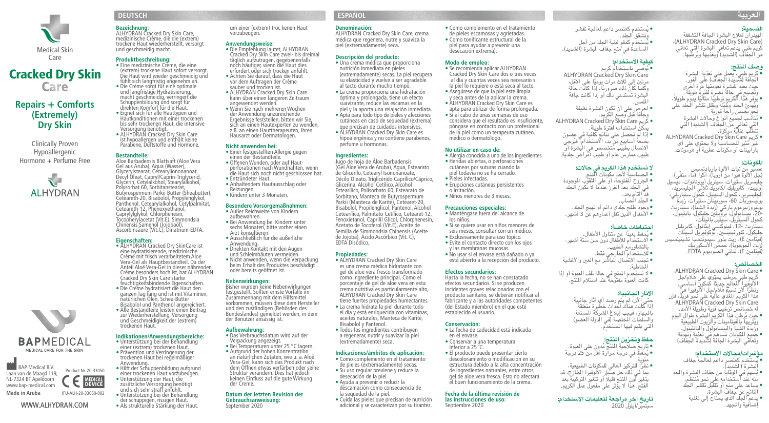Medical Skin Care

# Cracked Dry Skin Care

## Repairs + Comforts (Extremely) Dry Skin

Clinically Proven
Hypoallergenic
Hormone + Perfume Free

ALHYDRAN

BAPMEDICAL
MEDICAL CARE FOR THE SKIN

BAP Medical B.V.
Laan van de Maagd 119,
NL-7324 BT Apeldoorn
www.bap-medical.com
**Made in Aruba**

Product Nr. 20-33050
MEDICAL DEVICE
IFU-ALH-20-33050-002

**WWW.ALHYDRAN.COM**

## DEUTSCH

**Bezeichnung:**
ALHYDRAN Cracked Dry Skin Care, medizinische Creme, die die (extrem) trockene Haut wiederherstellt, versorgt und geschmeidig macht.

**Produktbeschreibung:**
- Eine medizinische Creme, die eine (extrem) trockene Haut sofort versorgt. Die Haut wird wieder geschmeidig und fühlt sich langfristig angenehm an.
- Die Creme sorgt für eine optimale und langfristige Hydratisierung, macht geschmeidig, verringert die Schuppenbildung und sorgt für direkten Komfort für die Haut.
- Eignet sich für alle Hauttypen und Hautkonditionen mit einer trockenen bis sehr trockenen Haut, die intensive Versorgung benötigt.
- ALHYDRAN Cracked Dry Skin Care ist hypoallergen und enthält keine Parabene, Duftstoffe und Hormone.

**Bestandteile:**
Aloe Barbadensis Blattsaft (Aloe Vera Gel aus Aruba), Aqua (Wasser), Glycerylstearat, Cetearylisononanoat, Decyl Oleat, Capryl/Caprin-Triglycerid, Glycerin, Cetylalkohol, Stearylalkohol, Polysorbat 60, Sorbitanstearat, Butyrospermum Parkii Butter (Sheabutter), Ceteareth-20, Bisabolol, Propylenglykol, Panthenol, Cetearylalkohol, Cetylpalmitat, Ceteareth-12, Phenoxyethanol, Caprylylglykol, Chlorphenesin, Tocopherylacetat (Vit.E), Simmondsia Chinensis Samenöl (Jojobaöl), Ascorbinsäure (Vit.C), Dinatrium-EDTA.

**Eigenschaften:**
- ALHYDRAN Cracked Dry SkinCare ist eine hydratisierende, medizinische Crème mit frisch verarbeitetem Aloe Vera-Gel als Hauptbestandteil. Da der Anteil Aloe Vera-Gel in dieser nährenden Crème besonders hoch ist, hat ALHYDRAN Cracked Dry Skin Care starke feuchtigkeitsbindende Eigenschaften.
- Die Crème hydratisiert die Haut den ganzen Tag lang und ist mit Vitaminen, natürlichen Ölen, Schea-Butter Bisabolol und Panthenol angereichert.
- Alle Bestandteile leisten einen Beitrag zur Wiederherstellung, Versorgung und Geschmeidigkeit der (extrem) trockenen Haut.

**Indikationen/Anwendungsbereiche:**
- Unterstützung bei der Behandlung einer (extrem) trockenen Haut.
- Prävention und Verringerung der trockenen Haut bei regelmäßiger Anwendung.
- Hilft der Schuppenbildung aufgrund einer trockenen Haut vorzubeugen.
- Unterstützung der Haut, die zusätzliche Versorgung benötigt und sich sehr straff anfühlt.
- Unterstützung bei der Behandlung der schuppigen, rissigen Haut.
- Als strukturelle Stärkung der Haut, um einer (extrem) troc kenen Haut vorzubeugen.

**Anwendungsweise:**
- Die Empfehlung lautet, ALHYDRAN Cracked Dry Skin Care zwei- bis dreimal täglich aufzutragen, gegebenenfalls noch häufiger, wenn die Haut dies erfordert oder sich trocken anfühlt.
- Achten Sie darauf, dass die Haut vor dem Auftragen der Crème sauber und trocken ist.
- ALHYDRAN Cracked Dry Skin Care kann über einen längeren Zeitraum angewendet werden.
- Wenn Sie nach mehreren Wochen der Anwendung unzureichende Ergebnisse feststellen, bitten wir Sie, sich an einen Hautexperten zu wenden, z.B. an einen Hauttherapeuten, Ihren Hausarzt oder Dermatologen.

**Nicht anwenden bei:**
- Einer festgestellten Allergie gegen einen der Bestandteile.
- Offenen Wunden, oder auf Haut-perforationen nach Wundnähten, wenn die Haut sich noch nicht geschlossen hat.
- Entzündeter Haut.
- Anhaltendem Hautausschlag oder Reizungen.
- Kindern unter 3 Monaten.

**Besondere Vorsorgemaßnahmen:**
- Außer Reichweite von Kindern aufbewahren.
- Bei Anwendung bei Kindern unter sechs Monaten, bitte vorher einen Arzt konsultieren.
- Ausschließlich für die äußerliche Anwendung.
- Direkten Kontakt mit den Augen und Schleimhäuten vermeiden.
- Nicht anwenden, wenn die Verpackung beim Erhalt des Produktes beschädigt oder bereits geöffnet ist.

**Nebenwirkungen:**
Bisher wurden keine Nebenwirkungen festgestellt. Sollten ernste Vorfälle im Zusammenhang mit dem Hilfsmittel vorkommen, müssen diese dem Hersteller und den zuständigen Behörden des Bundeslandes) gemeldet werden, in dem der Benutzer ansässig ist.

**Aufbewahrung:**
- Das Verbrauchsdatum wird auf der Verpackung angezeigt.
- Bei Temperaturen unter 25 °C lagern.
- Aufgrund der hohen Konzentration an natürlichen Zutaten, wie u. a. Aloë Vera-Gel, kann sich das Produkt nach dem Öffnen etwas verfärben oder seine Struktur verändern. Dies hat jedoch keinen Einfluss auf die gute Wirkung der Creme.

**Datum der letzten Revision der Gebrauchsanweisung:**
September 2020

## ESPAÑOL

**Denominación:**
ALHYDRAN Cracked Dry Skin Care, crema médica que regenera, nutre y suaviza la piel (extremadamente) seca.

**Descripción del producto:**
- Una crema médica que proporciona nutrición inmediata en pieles (extremadamente) secas. La piel recupera su elasticidad y vuelve a ser agradable al tacto durante mucho tiempo.
- La crema proporciona una hidratación óptima y prolongada, tiene un efecto suavizante, reduce las escamas en la piel y la aporta una relajación inmediata.
- Apta para todo tipo de pieles y afecciones cutáneas en caso de sequedad (extrema) que precisan de cuidados intensivos.
- ALHYDRAN Cracked Dry Skin Care es hipoalergénica y no contiene parabenos, perfume u hormonas.

**Ingredientes:**
Jugo de hoja de Áloe Barbadensis (Gel Áloe Vera de Aruba), Agua, Estearato de Glicerilo, Cetearyl Isononanoate, Decilo Oleato, Triglicérido Caprílico/Cáprico, Glicerina, Alcohol Cetílico, Alcohol Estearílico, Polisorbato 60, Estearato de Sorbitano, Manteca de Butyrospermum Parkii (Manteca de Karité), Ceteraet-20, Bisabolol, Propilenglicol, Pantenol, Alcohol Cetearílico, Palmitato Cetílico, Ceteareт-12, Fenoxietanol, Caprilil Glicol, Chlorphenesin, Acetato de Tocoferol (Vit.E), Aceite de Semilla de Simmondsia Chinensis (Aceite de Jojoba), Ácido Ascórbico (Vit. C), EDTA Disódico.

**Propiedades:**
- ALHYDRAN Cracked Dry Skin Care es una crema médica hidratante con gel de aloe vera fresco transformado como ingrediente principal. Como el porcentaje de gel de aloe vera en esta crema nutritiva es particularmente alto, ALHYDRAN Cracked Dry Skin Care tiene fuertes propiedades humectantes.
- La crema hidrata la piel durante todo el día y está enriquecida con vitaminas, aceites naturales, Manteca de Karité, Bisabolol y Pantenol.
- Todos los ingredientes contribuyen a regenerar, nutrir y suavizar la piel (extremadamente) seca.

**Indicaciones/ámbitos de aplicación:**
- Como complemento en el tratamiento de pieles (extremadamente) secas.
- Su uso regular previene y reduce la desecación de la piel.
- Ayuda a prevenir o reducir la descamación como consecuencia de la sequedad de la piel.
- Cuida las pieles que precisan de nutrición adicional y se caracterizan por su tirantez.
- Como complemento en el tratamiento de pieles escamosas y agrietadas.
- Como fortificante estructural de la piel para ayudar a prevenir una desecación extrema).

**Modo de empleo:**
- Se recomienda aplicar ALHYDRAN Cracked Dry Skin Care dos o tres veces al día y cuantas veces sea necesario si la piel lo requiere o está seca al tacto.
- Asegúrese de que la piel esté limpia y seca antes de la aplicar la crema.
- ALHYDRAN Cracked Dry Skin Care es apta para utilizar de forma prolongada.
- Si al cabo de unas semanas de uso considera que el resultado es insuficiente, póngase en contacto con un profesional de la piel como un terapeuta cutáneo, médico o dermatólogo.

**No utilizar en caso de:**
- Alergia conocida a uno de los ingredientes.
- Heridas abiertas, o perforaciones cutáneas por suturas cuando la piel todavía no se ha cerrado.
- Pieles infectadas.
- Erupciones cutáneas persistentes o irritación.
- Niños menores de 3 meses.

**Precauciones especiales:**
- Manténgase fuera del alcance de los niños.
- Si se quiere usar en niños menores de seis meses, consultar con un médico.
- Exclusivamente para uso tópico.
- Evite el contacto directo con los ojos y las membranas mucosas.
- No usar si el envase está dañado o ya está abierto a la recepción del producto.

**Efectos secundarios:**
Hasta la fecha, no se han constatado efectos secundarios. Si se producen incidentes graves relacionados con el producto sanitario, se deberán notificar al fabricante y a las autoridades competentes (del Estado miembro) en el que esté establecido el usuario.

**Conservación:**
- La fecha de caducidad está indicada en el envase.
- Conservar a una temperatura inferior a 25 °C.
- El producto puede presentar cierto descoloramiento o modificación en su estructura debido a la alta concentración de ingredientes naturales, entre otros, el gel de aloe vera fresca. Esto no afectará el buen funcionamiento de la crema.

**Fecha de la última revisión de las instrucciones de uso:**
Septiembre 2020

## العربية

**التسمية:**
الهيدران لعلاج البشرة الجافة المتشققة (ALHYDRAN Cracked Dry Skin Care)، كريم طبي يدعم تعافي البشرة التي تعاني من الجفاف (الشديد) ويغذيها ويرطبها.

**وصف المنتج:**
- كريم طبي يعمل على تغذية البشرة الجافة (شديدة الجفاف) على الفور، حيث يعيد للبشرة نعومتها مرة أخرى وتصبح في حالة نضرة لفترة طويلة.
- يوفر هذا الكريم ترطيباً مثالياً يدوم طويلاً، ويُهدئ الجلد ويقلل تقشر الجلد على نحو يضمن راحة فورية.
- مناسب لجميع أنواع وحالات البشرة التي تعاني من الجفاف (الشديد) التي تتطلب عناية مركزة.
- كريم ALHYDRAN Cracked Dry Skin Care غير مثير للحساسية ولا يحتوي على أي بارابينات أو مكونات عطرية أو هرمونات.

**المكونات:**
عصير من نبات الألوة باربادنسيس (جل ألوة فيرا من أروبا)، أكوا (ماء منقٍ)، جليسريل ستيرات، سيتريل أيزونانوات، ديسيل أوليت، كابريليك /كابريك ثلاثي الجليسريد، الجليسرين، كحول السيتيل، كحول ستياريلي، بوليسوربات 60، سوربيتان ستيرات، زبدة بوتيروزبيرموم باركي (زبدة الشيا)، سيتاريث-20، بيسابولول، بروبيلين جليكول، بانثينول، كحول السيتريل، سيتيل بالميتات، سيتاريث -12، فينوكسي إيثانول، كابريليل جليكول، كلورفينيسين، توكوفيريل أسيتات (فيتامين E)، زيت بذور سيموندسيا تشينينسيس (زيت الجوجوبا)، حمض الأسكوربيك (فيتامين C)، ثنائي الصوديوم EDTA.

**الخصائص:**
- ALHYDRAN Cracked Dry Skin Care، كريم طبي مرطب يحتوي على هلام/جل الألوفيرا المُعالج حديثاً كمكون أساسي. ونظراً لأن نسبة هلام/جل الألوفيرا في هذا الكريم المغذي عالية على نحو فريد، فإن ALHYDRAN Cracked Dry Skin Care له خصائص ترطيب قوية وطويلة الأمد.
- حيث يرطب هذا الكريم البشرة طوال اليوم ويثريها بالفيتامينات والزيوت الطبيعية وزبدة الشيا والبيسابولول والبانثينول.
- جميع المكونات تساهم في تغذية وتهدئة وتعافي البشرة الجافة (شديدة الجفاف).

**مؤشرات/مجالات الاستخدام:**
- يُستخدم كعنصر داعم لعلاج جفاف البشرة (الشديد).
- يُسهم في الوقاية من جفاف البشرة والحد منه عند الاستخدام على نحو منتظم.
- يساعد على منع أو تقليل تقشر الجلد الناتج عن جفاف البشرة.
- يدعم الجلد الذي يحتاج إلى تغذية إضافية والمجهد.
- يُستخدم كعنصر داعم لمعالجة تقشر وتشقق الجلد.
- يُستخدم كمقوٍ لبنية الجلد من أجل المساعدة في منع جفاف البشرة (الشديد).

**كيفية الاستخدام:**
- يُوصى باستخدام كريم ALHYDRAN Cracked Dry Skin Care مرتين إلى ثلاث مرات يومياً على الأقل، وكلما كان ذلك ضرورياً، إذا كانت حالة البشرة تستدعي ذلك أو إذا كانت جافة الملمس.
- احرص على أن تكون البشرة نظيفة وجافة قبل وضع الكريم.
- كريم ALHYDRAN Cracked Dry Skin Care يمكن استخدامه لفترة طويلة.
- إذا لم تحصل على نتائج كافية في غضون بضعة أسابيع من بدء الاستخدام، فيُرجى الاتصال بطبيب متخصص في البشرة أو طبيب ممارس عام أو طبيب أمراض جلدية.

**لا تستخدم هذا الكريم في حالات:**
- الحساسية لأحد مكونات المنتج.
- الجروح المفتوحة، أو على الثقوب الموجودة في الجلد بعد الغرز عندما لا يكون الجلد قد التأم بعد.
- الجلد المصاب.
- وجود طفح جلدي دائم أو تهيج الجلد.
- الأطفال الذين تقل أعمارهم عن 3 أشهر.

**احتياطات خاصة:**
- يُحفظ بعيداً عن متناول الأطفال.
- الاستخدام للأطفال دون سن ستة أشهر، بالتشاور مع الطبيب.
- للاستخدام الخارجي فقط.
- تجنب الاتصال المباشر مع العين والأغشية المخاطية.
- لا تستخدم المنتج في حالة تلف العبوة أو إذا كانت العبوة مفتوحة عند استلام المنتج.

**الآثار الجانبية:**
حتى الآن، لم يتم رصد أي آثار جانبية. إذا كانت هناك أحداث خطيرة متعلقة بالجهاز، فيجب إبلاغ الشركة المصنعة والسلطات المختصة (في الدولة العضو) التي يقيم فيها المستخدم.

**حفظ وتخزين المنتج:**
- تاريخ صلاحية المنتج مدون على العبوة.
- يُحفظ في درجة حرارة أقل من 25 درجة مئوية.
- نظراً للتركيز العالي للمكونات الطبيعية، بما في ذلك جل صبار الألوفيرا الطازج، قد تتغير ألوان المنتج قليلاً أو تتغير التركيبة بعد الفتح. هذا لا يؤثر على مفعول عمل الكريم.

**تاريخ آخر مراجعة لتعليمات الاستخدام:**
سبتمبر/أيلول 2020